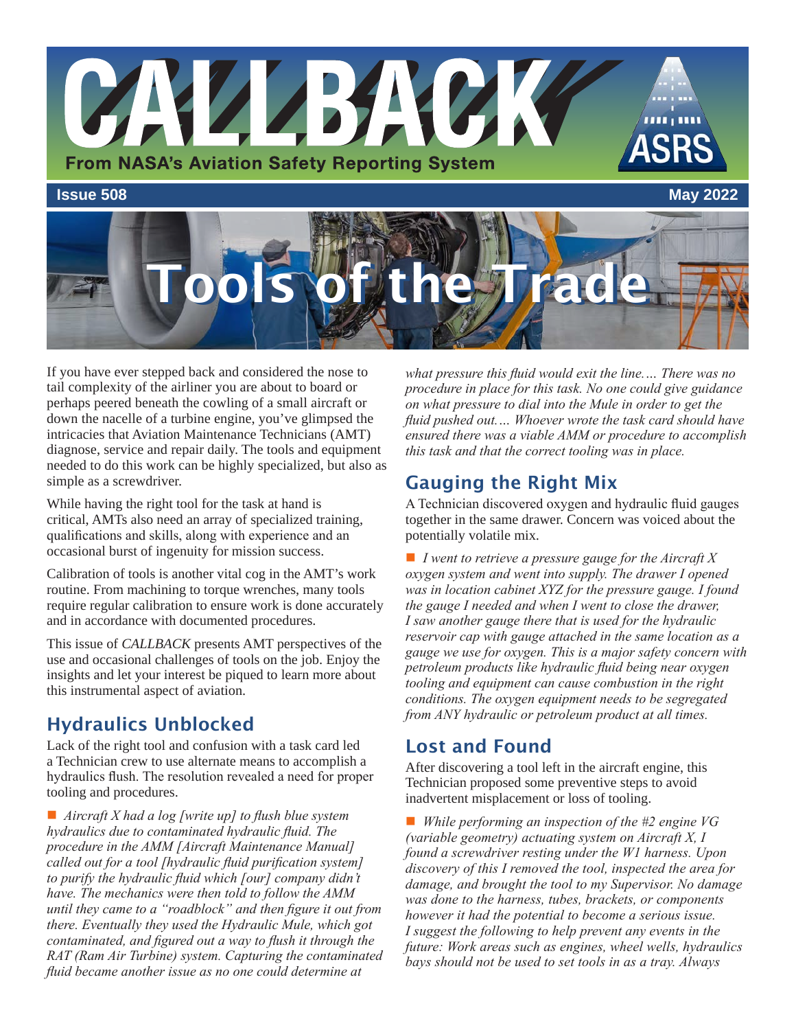# CALLBACK

From NASA's Aviation Safety Reporting System

Issue 508 May 2022

# Tools of the Trade

If you have ever stepped back and considered the nose to tail complexity of the airliner you are about to board or perhaps peered beneath the cowling of a small aircraft or down the nacelle of a turbine engine, you've glimpsed the intricacies that Aviation Maintenance Technicians (AMT) diagnose, service and repair daily. The tools and equipment needed to do this work can be highly specialized, but also as simple as a screwdriver.

While having the right tool for the task at hand is critical, AMTs also need an array of specialized training, qualifications and skills, along with experience and an occasional burst of ingenuity for mission success.

Calibration of tools is another vital cog in the AMT's work routine. From machining to torque wrenches, many tools require regular calibration to ensure work is done accurately and in accordance with documented procedures.

This issue of *CALLBACK* presents AMT perspectives of the use and occasional challenges of tools on the job. Enjoy the insights and let your interest be piqued to learn more about this instrumental aspect of aviation.

## Hydraulics Unblocked

Lack of the right tool and confusion with a task card led a Technician crew to use alternate means to accomplish a hydraulics flush. The resolution revealed a need for proper tooling and procedures.

■ *Aircraft X had a log [write up] to flush blue system hydraulics due to contaminated hydraulic fluid. The procedure in the AMM [Aircraft Maintenance Manual] called out for a tool [hydraulic fluid purification system] to purify the hydraulic fluid which [our] company didn't have. The mechanics were then told to follow the AMM until they came to a "roadblock" and then figure it out from there. Eventually they used the Hydraulic Mule, which got contaminated, and figured out a way to flush it through the RAT (Ram Air Turbine) system. Capturing the contaminated fluid became another issue as no one could determine at what pressure this fluid would exit the line.… There was no procedure in place for this task. No one could give guidance on what pressure to dial into the Mule in order to get the fluid pushed out.… Whoever wrote the task card should have ensured there was a viable AMM or procedure to accomplish this task and that the correct tooling was in place.*

## Gauging the Right Mix

A Technician discovered oxygen and hydraulic fluid gauges together in the same drawer. Concern was voiced about the potentially volatile mix.

■ *I went to retrieve a pressure gauge for the Aircraft X oxygen system and went into supply. The drawer I opened was in location cabinet XYZ for the pressure gauge. I found the gauge I needed and when I went to close the drawer, I saw another gauge there that is used for the hydraulic reservoir cap with gauge attached in the same location as a gauge we use for oxygen. This is a major safety concern with petroleum products like hydraulic fluid being near oxygen tooling and equipment can cause combustion in the right conditions. The oxygen equipment needs to be segregated from ANY hydraulic or petroleum product at all times.*

## Lost and Found

After discovering a tool left in the aircraft engine, this Technician proposed some preventive steps to avoid inadvertent misplacement or loss of tooling.

■ *While performing an inspection of the #2 engine VG (variable geometry) actuating system on Aircraft X, I found a screwdriver resting under the W1 harness. Upon discovery of this I removed the tool, inspected the area for damage, and brought the tool to my Supervisor. No damage was done to the harness, tubes, brackets, or components however it had the potential to become a serious issue. I suggest the following to help prevent any events in the future: Work areas such as engines, wheel wells, hydraulics bays should not be used to set tools in as a tray. Always*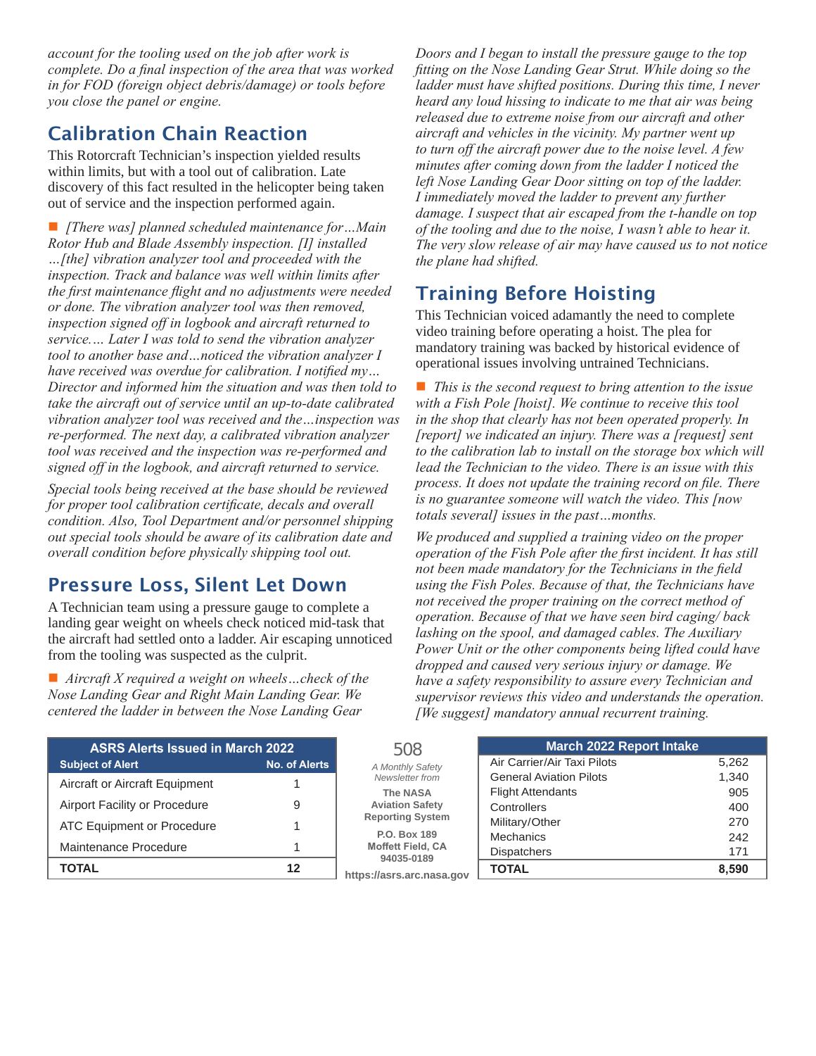*account for the tooling used on the job after work is complete. Do a final inspection of the area that was worked in for FOD (foreign object debris/damage) or tools before you close the panel or engine.*

## Calibration Chain Reaction

This Rotorcraft Technician's inspection yielded results within limits, but with a tool out of calibration. Late discovery of this fact resulted in the helicopter being taken out of service and the inspection performed again.

■ *[There was] planned scheduled maintenance for…Main Rotor Hub and Blade Assembly inspection. [I] installed …[the] vibration analyzer tool and proceeded with the inspection. Track and balance was well within limits after the first maintenance flight and no adjustments were needed or done. The vibration analyzer tool was then removed, inspection signed off in logbook and aircraft returned to service.… Later I was told to send the vibration analyzer tool to another base and…noticed the vibration analyzer I have received was overdue for calibration. I notified my…Director and informed him the situation and was then told to take the aircraft out of service until an up-to-date calibrated vibration analyzer tool was received and the…inspection was re-performed. The next day, a calibrated vibration analyzer tool was received and the inspection was re-performed and signed off in the logbook, and aircraft returned to service.*

*Special tools being received at the base should be reviewed for proper tool calibration certificate, decals and overall condition. Also, Tool Department and/or personnel shipping out special tools should be aware of its calibration date and overall condition before physically shipping tool out.*

## Pressure Loss, Silent Let Down

A Technician team using a pressure gauge to complete a landing gear weight on wheels check noticed mid-task that the aircraft had settled onto a ladder. Air escaping unnoticed from the tooling was suspected as the culprit.

■ *Aircraft X required a weight on wheels…check of the Nose Landing Gear and Right Main Landing Gear. We centered the ladder in between the Nose Landing Gear Doors and I began to install the pressure gauge to the top fitting on the Nose Landing Gear Strut. While doing so the ladder must have shifted positions. During this time, I never heard any loud hissing to indicate to me that air was being released due to extreme noise from our aircraft and other aircraft and vehicles in the vicinity. My partner went up to turn off the aircraft power due to the noise level. A few minutes after coming down from the ladder I noticed the left Nose Landing Gear Door sitting on top of the ladder. I immediately moved the ladder to prevent any further damage. I suspect that air escaped from the t-handle on top of the tooling and due to the noise, I wasn't able to hear it. The very slow release of air may have caused us to not notice the plane had shifted.*

## Training Before Hoisting

This Technician voiced adamantly the need to complete video training before operating a hoist. The plea for mandatory training was backed by historical evidence of operational issues involving untrained Technicians.

■ *This is the second request to bring attention to the issue with a Fish Pole [hoist]. We continue to receive this tool in the shop that clearly has not been operated properly. In [report] we indicated an injury. There was a [request] sent to the calibration lab to install on the storage box which will lead the Technician to the video. There is an issue with this process. It does not update the training record on file. There is no guarantee someone will watch the video. This [now totals several] issues in the past…months.*

*We produced and supplied a training video on the proper operation of the Fish Pole after the first incident. It has still not been made mandatory for the Technicians in the field using the Fish Poles. Because of that, the Technicians have not received the proper training on the correct method of operation. Because of that we have seen bird caging/ back lashing on the spool, and damaged cables. The Auxiliary Power Unit or the other components being lifted could have dropped and caused very serious injury or damage. We have a safety responsibility to assure every Technician and supervisor reviews this video and understands the operation. [We suggest] mandatory annual recurrent training.*

| ASRS Alerts Issued in March 2022 | |
|---|---|
| **Subject of Alert** | **No. of Alerts** |
| Aircraft or Aircraft Equipment | 1 |
| Airport Facility or Procedure | 9 |
| ATC Equipment or Procedure | 1 |
| Maintenance Procedure | 1 |
| **TOTAL** | **12** |

508

*A Monthly Safety Newsletter from*

**The NASA Aviation Safety Reporting System**

**P.O. Box 189**
**Moffett Field, CA 94035-0189**

**https://asrs.arc.nasa.gov**

| March 2022 Report Intake | |
|---|---|
| Air Carrier/Air Taxi Pilots | 5,262 |
| General Aviation Pilots | 1,340 |
| Flight Attendants | 905 |
| Controllers | 400 |
| Military/Other | 270 |
| Mechanics | 242 |
| Dispatchers | 171 |
| **TOTAL** | **8,590** |